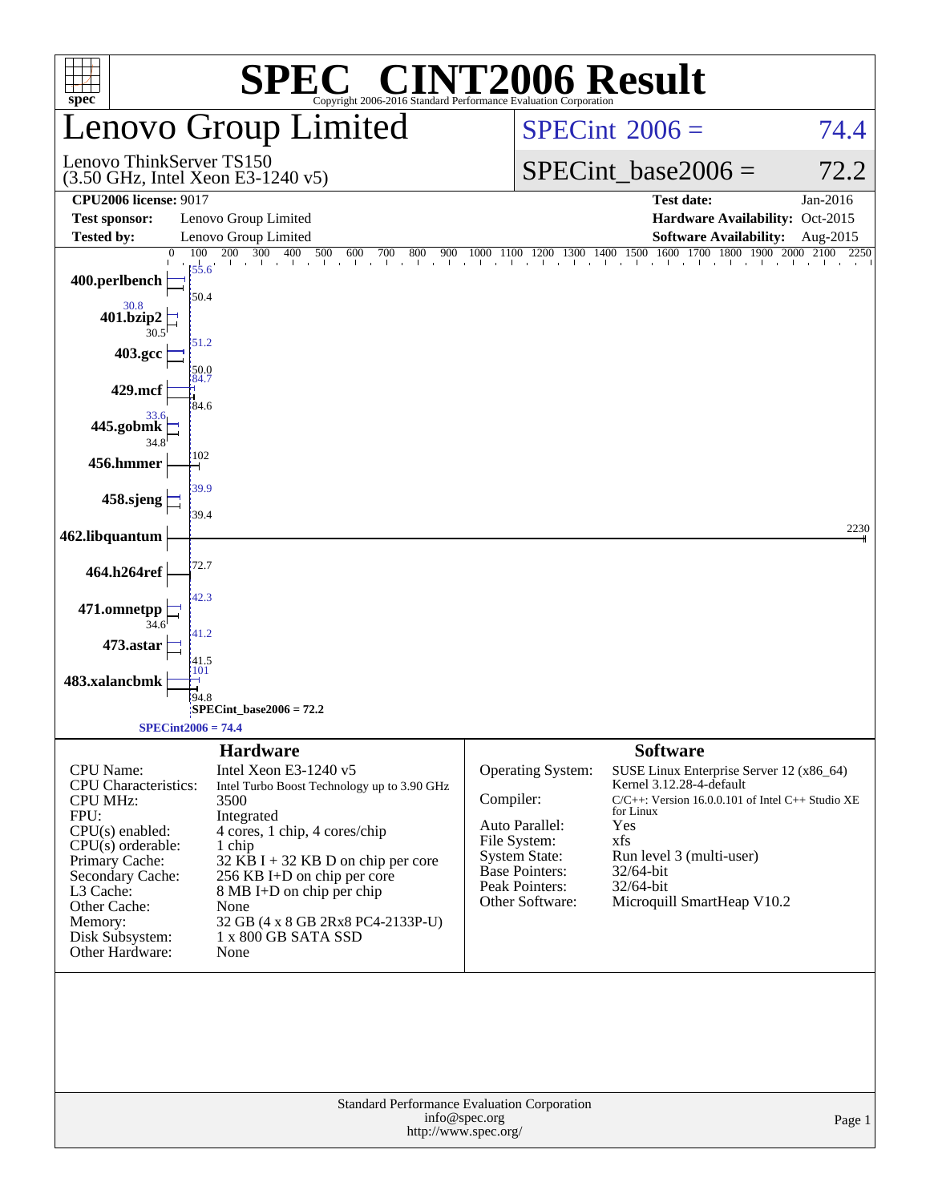# SPEC® CINT2006 Result

Copyright 2006-2016 Standard Performance Evaluation Corporation

## Lenovo Group Limited

Lenovo ThinkServer TS150
(3.50 GHz, Intel Xeon E3-1240 v5)

SPECint 2006 = 74.4

SPECint_base2006 = 72.2

| | | | |
|---|---|---|---|
| **CPU2006 license:** 9017 | | **Test date:** | Jan-2016 |
| **Test sponsor:** | Lenovo Group Limited | **Hardware Availability:** | Oct-2015 |
| **Tested by:** | Lenovo Group Limited | **Software Availability:** | Aug-2015 |

| Benchmark | Peak | Base |
|---|---|---|
| 400.perlbench | 55.6 | 50.4 |
| 401.bzip2 | 30.8 | 30.5 |
| 403.gcc | 51.2 | 50.0 |
| 429.mcf | 84.7 | 84.6 |
| 445.gobmk | 33.6 | 34.8 |
| 456.hmmer | 102 | 102 |
| 458.sjeng | 39.9 | 39.4 |
| 462.libquantum | 2230 | 2230 |
| 464.h264ref | 72.7 | 72.7 |
| 471.omnetpp | 42.3 | 34.6 |
| 473.astar | 41.2 | 41.5 |
| 483.xalancbmk | 101 | 94.8 |

SPECint_base2006 = 72.2

SPECint2006 = 74.4

### Hardware

| | |
|---|---|
| CPU Name: | Intel Xeon E3-1240 v5 |
| CPU Characteristics: | Intel Turbo Boost Technology up to 3.90 GHz |
| CPU MHz: | 3500 |
| FPU: | Integrated |
| CPU(s) enabled: | 4 cores, 1 chip, 4 cores/chip |
| CPU(s) orderable: | 1 chip |
| Primary Cache: | 32 KB I + 32 KB D on chip per core |
| Secondary Cache: | 256 KB I+D on chip per core |
| L3 Cache: | 8 MB I+D on chip per chip |
| Other Cache: | None |
| Memory: | 32 GB (4 x 8 GB 2Rx8 PC4-2133P-U) |
| Disk Subsystem: | 1 x 800 GB SATA SSD |
| Other Hardware: | None |

### Software

| | |
|---|---|
| Operating System: | SUSE Linux Enterprise Server 12 (x86_64) Kernel 3.12.28-4-default |
| Compiler: | C/C++: Version 16.0.0.101 of Intel C++ Studio XE for Linux |
| Auto Parallel: | Yes |
| File System: | xfs |
| System State: | Run level 3 (multi-user) |
| Base Pointers: | 32/64-bit |
| Peak Pointers: | 32/64-bit |
| Other Software: | Microquill SmartHeap V10.2 |

Standard Performance Evaluation Corporation
info@spec.org
http://www.spec.org/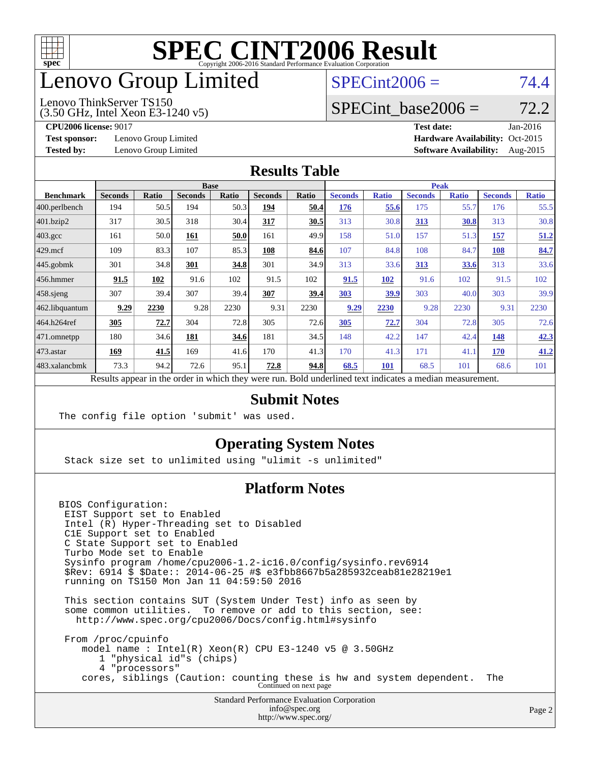# SPEC CINT2006 Result

Copyright 2006-2016 Standard Performance Evaluation Corporation

# Lenovo Group Limited

Lenovo ThinkServer TS150
(3.50 GHz, Intel Xeon E3-1240 v5)

SPECint2006 = 74.4

SPECint_base2006 = 72.2

**CPU2006 license:** 9017
**Test sponsor:** Lenovo Group Limited
**Tested by:** Lenovo Group Limited

**Test date:** Jan-2016
**Hardware Availability:** Oct-2015
**Software Availability:** Aug-2015

## Results Table

| | Base | | | | | | Peak | | | | | |
|---|---|---|---|---|---|---|---|---|---|---|---|---|
| **Benchmark** | **Seconds** | **Ratio** | **Seconds** | **Ratio** | **Seconds** | **Ratio** | **Seconds** | **Ratio** | **Seconds** | **Ratio** | **Seconds** | **Ratio** |
| 400.perlbench | 194 | 50.5 | 194 | 50.3 | **194** | **50.4** | **176** | **55.6** | 175 | 55.7 | 176 | 55.5 |
| 401.bzip2 | 317 | 30.5 | 318 | 30.4 | **317** | **30.5** | 313 | 30.8 | **313** | **30.8** | 313 | 30.8 |
| 403.gcc | 161 | 50.0 | **161** | **50.0** | 161 | 49.9 | 158 | 51.0 | 157 | 51.3 | **157** | **51.2** |
| 429.mcf | 109 | 83.3 | 107 | 85.3 | **108** | **84.6** | 107 | 84.8 | 108 | 84.7 | **108** | **84.7** |
| 445.gobmk | 301 | 34.8 | **301** | **34.8** | 301 | 34.9 | 313 | 33.6 | **313** | **33.6** | 313 | 33.6 |
| 456.hmmer | **91.5** | **102** | 91.6 | 102 | 91.5 | 102 | **91.5** | **102** | 91.6 | 102 | 91.5 | 102 |
| 458.sjeng | 307 | 39.4 | 307 | 39.4 | **307** | **39.4** | **303** | **39.9** | 303 | 40.0 | 303 | 39.9 |
| 462.libquantum | **9.29** | **2230** | 9.28 | 2230 | 9.31 | 2230 | **9.29** | **2230** | 9.28 | 2230 | 9.31 | 2230 |
| 464.h264ref | **305** | **72.7** | 304 | 72.8 | 305 | 72.6 | **305** | **72.7** | 304 | 72.8 | 305 | 72.6 |
| 471.omnetpp | 180 | 34.6 | **181** | **34.6** | 181 | 34.5 | 148 | 42.2 | 147 | 42.4 | **148** | **42.3** |
| 473.astar | **169** | **41.5** | 169 | 41.6 | 170 | 41.3 | 170 | 41.3 | 171 | 41.1 | **170** | **41.2** |
| 483.xalancbmk | 73.3 | 94.2 | 72.6 | 95.1 | **72.8** | **94.8** | **68.5** | **101** | 68.5 | 101 | 68.6 | 101 |

Results appear in the order in which they were run. Bold underlined text indicates a median measurement.

## Submit Notes

```
The config file option 'submit' was used.
```

## Operating System Notes

```
Stack size set to unlimited using "ulimit -s unlimited"
```

## Platform Notes

```
BIOS Configuration:
 EIST Support set to Enabled
 Intel (R) Hyper-Threading set to Disabled
 C1E Support set to Enabled
 C State Support set to Enabled
 Turbo Mode set to Enable
 Sysinfo program /home/cpu2006-1.2-ic16.0/config/sysinfo.rev6914
 $Rev: 6914 $ $Date:: 2014-06-25 #$ e3fbb8667b5a285932ceab81e28219e1
 running on TS150 Mon Jan 11 04:59:50 2016

 This section contains SUT (System Under Test) info as seen by
 some common utilities.  To remove or add to this section, see:
   http://www.spec.org/cpu2006/Docs/config.html#sysinfo

 From /proc/cpuinfo
    model name : Intel(R) Xeon(R) CPU E3-1240 v5 @ 3.50GHz
       1 "physical id"s (chips)
       4 "processors"
    cores, siblings (Caution: counting these is hw and system dependent.  The
```

Continued on next page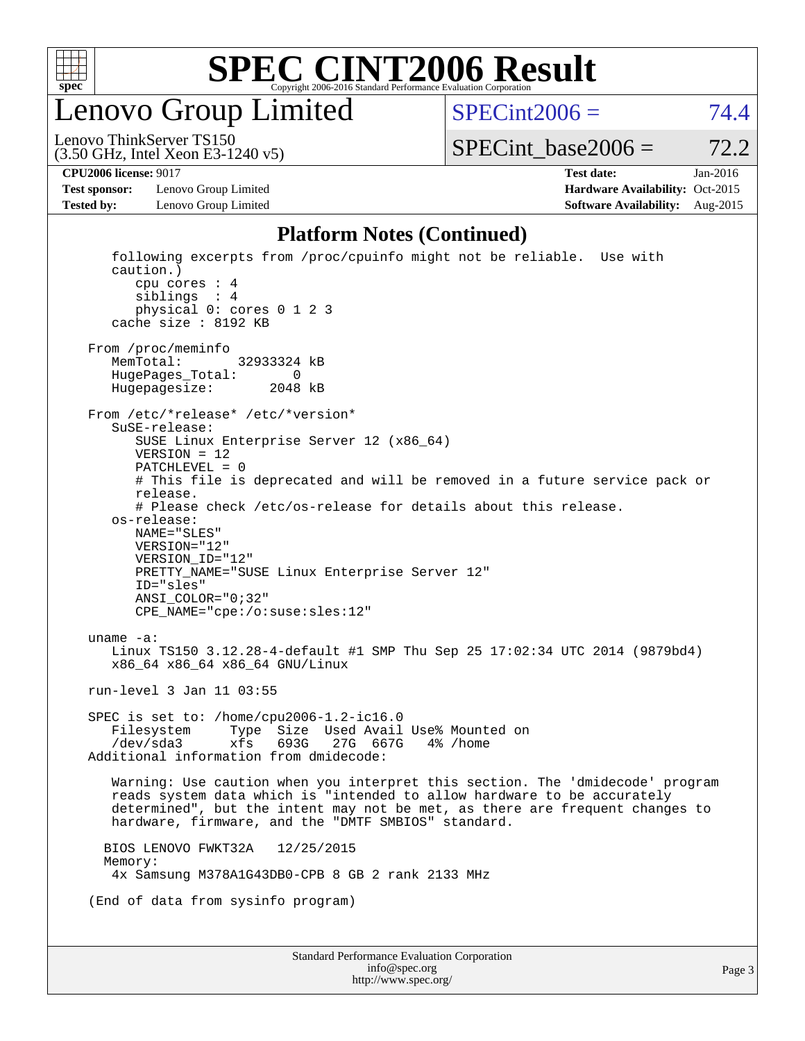# SPEC CINT2006 Result

## Lenovo Group Limited

Lenovo ThinkServer TS150
(3.50 GHz, Intel Xeon E3-1240 v5)

SPECint2006 = 74.4

SPECint_base2006 = 72.2

**CPU2006 license:** 9017
**Test sponsor:** Lenovo Group Limited
**Tested by:** Lenovo Group Limited

**Test date:** Jan-2016
**Hardware Availability:** Oct-2015
**Software Availability:** Aug-2015

### Platform Notes (Continued)

```
   following excerpts from /proc/cpuinfo might not be reliable.  Use with
   caution.)
      cpu cores : 4
      siblings  : 4
      physical 0: cores 0 1 2 3
   cache size : 8192 KB

From /proc/meminfo
   MemTotal:       32933324 kB
   HugePages_Total:       0
   Hugepagesize:       2048 kB

From /etc/*release* /etc/*version*
   SuSE-release:
      SUSE Linux Enterprise Server 12 (x86_64)
      VERSION = 12
      PATCHLEVEL = 0
      # This file is deprecated and will be removed in a future service pack or
      release.
      # Please check /etc/os-release for details about this release.
   os-release:
      NAME="SLES"
      VERSION="12"
      VERSION_ID="12"
      PRETTY_NAME="SUSE Linux Enterprise Server 12"
      ID="sles"
      ANSI_COLOR="0;32"
      CPE_NAME="cpe:/o:suse:sles:12"

uname -a:
   Linux TS150 3.12.28-4-default #1 SMP Thu Sep 25 17:02:34 UTC 2014 (9879bd4)
   x86_64 x86_64 x86_64 GNU/Linux

run-level 3 Jan 11 03:55

SPEC is set to: /home/cpu2006-1.2-ic16.0
   Filesystem     Type  Size  Used Avail Use% Mounted on
   /dev/sda3      xfs   693G   27G  667G   4% /home
Additional information from dmidecode:

   Warning: Use caution when you interpret this section. The 'dmidecode' program
   reads system data which is "intended to allow hardware to be accurately
   determined", but the intent may not be met, as there are frequent changes to
   hardware, firmware, and the "DMTF SMBIOS" standard.

  BIOS LENOVO FWKT32A   12/25/2015
  Memory:
   4x Samsung M378A1G43DB0-CPB 8 GB 2 rank 2133 MHz

(End of data from sysinfo program)
```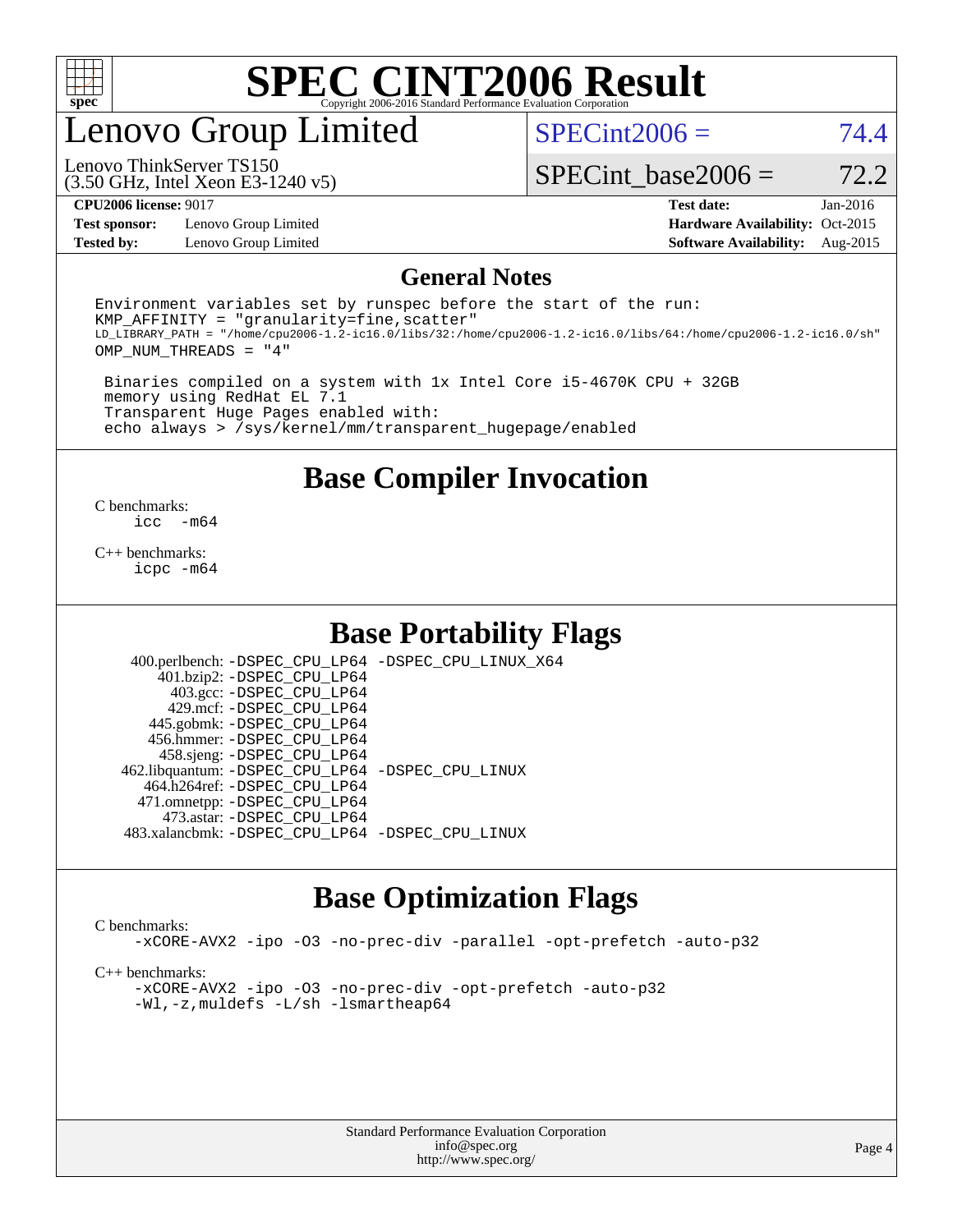# SPEC CINT2006 Result

Copyright 2006-2016 Standard Performance Evaluation Corporation

## Lenovo Group Limited

Lenovo ThinkServer TS150
(3.50 GHz, Intel Xeon E3-1240 v5)

SPECint2006 = 74.4

SPECint_base2006 = 72.2

**CPU2006 license:** 9017
**Test sponsor:** Lenovo Group Limited
**Tested by:** Lenovo Group Limited

**Test date:** Jan-2016
**Hardware Availability:** Oct-2015
**Software Availability:** Aug-2015

## General Notes

```
Environment variables set by runspec before the start of the run:
KMP_AFFINITY = "granularity=fine,scatter"
LD_LIBRARY_PATH = "/home/cpu2006-1.2-ic16.0/libs/32:/home/cpu2006-1.2-ic16.0/libs/64:/home/cpu2006-1.2-ic16.0/sh"
OMP_NUM_THREADS = "4"

 Binaries compiled on a system with 1x Intel Core i5-4670K CPU + 32GB
 memory using RedHat EL 7.1
 Transparent Huge Pages enabled with:
 echo always > /sys/kernel/mm/transparent_hugepage/enabled
```

## Base Compiler Invocation

C benchmarks:
```
icc  -m64
```

C++ benchmarks:
```
icpc -m64
```

## Base Portability Flags

| Benchmark | Flags |
|---|---|
| 400.perlbench: | -DSPEC_CPU_LP64 -DSPEC_CPU_LINUX_X64 |
| 401.bzip2: | -DSPEC_CPU_LP64 |
| 403.gcc: | -DSPEC_CPU_LP64 |
| 429.mcf: | -DSPEC_CPU_LP64 |
| 445.gobmk: | -DSPEC_CPU_LP64 |
| 456.hmmer: | -DSPEC_CPU_LP64 |
| 458.sjeng: | -DSPEC_CPU_LP64 |
| 462.libquantum: | -DSPEC_CPU_LP64 -DSPEC_CPU_LINUX |
| 464.h264ref: | -DSPEC_CPU_LP64 |
| 471.omnetpp: | -DSPEC_CPU_LP64 |
| 473.astar: | -DSPEC_CPU_LP64 |
| 483.xalancbmk: | -DSPEC_CPU_LP64 -DSPEC_CPU_LINUX |

## Base Optimization Flags

C benchmarks:
```
-xCORE-AVX2 -ipo -O3 -no-prec-div -parallel -opt-prefetch -auto-p32
```

C++ benchmarks:
```
-xCORE-AVX2 -ipo -O3 -no-prec-div -opt-prefetch -auto-p32
-Wl,-z,muldefs -L/sh -lsmartheap64
```

Standard Performance Evaluation Corporation
info@spec.org
http://www.spec.org/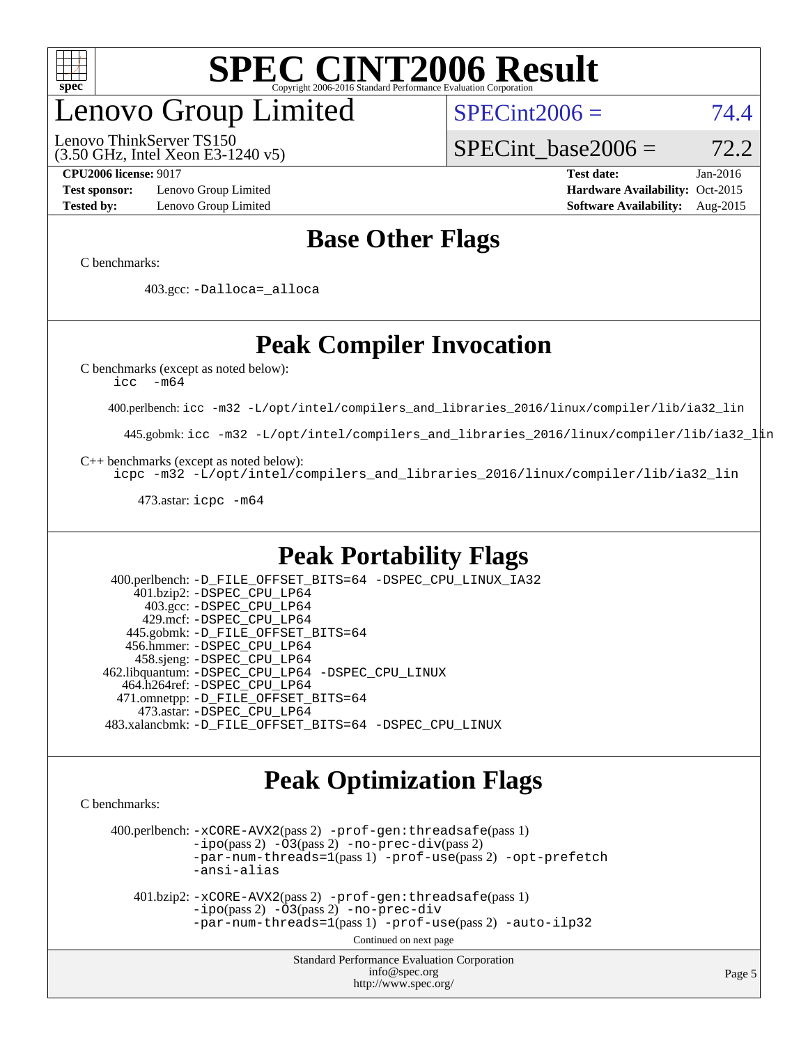# SPEC CINT2006 Result

## Lenovo Group Limited

Lenovo ThinkServer TS150
(3.50 GHz, Intel Xeon E3-1240 v5)

SPECint2006 = 74.4

SPECint_base2006 = 72.2

**CPU2006 license:** 9017
**Test sponsor:** Lenovo Group Limited
**Tested by:** Lenovo Group Limited

**Test date:** Jan-2016
**Hardware Availability:** Oct-2015
**Software Availability:** Aug-2015

## Base Other Flags

C benchmarks:

403.gcc: `-Dalloca=_alloca`

## Peak Compiler Invocation

C benchmarks (except as noted below):
`icc -m64`

400.perlbench: `icc -m32 -L/opt/intel/compilers_and_libraries_2016/linux/compiler/lib/ia32_lin`

445.gobmk: `icc -m32 -L/opt/intel/compilers_and_libraries_2016/linux/compiler/lib/ia32_lin`

C++ benchmarks (except as noted below):
`icpc -m32 -L/opt/intel/compilers_and_libraries_2016/linux/compiler/lib/ia32_lin`

473.astar: `icpc -m64`

## Peak Portability Flags

400.perlbench: `-D_FILE_OFFSET_BITS=64 -DSPEC_CPU_LINUX_IA32`
401.bzip2: `-DSPEC_CPU_LP64`
403.gcc: `-DSPEC_CPU_LP64`
429.mcf: `-DSPEC_CPU_LP64`
445.gobmk: `-D_FILE_OFFSET_BITS=64`
456.hmmer: `-DSPEC_CPU_LP64`
458.sjeng: `-DSPEC_CPU_LP64`
462.libquantum: `-DSPEC_CPU_LP64 -DSPEC_CPU_LINUX`
464.h264ref: `-DSPEC_CPU_LP64`
471.omnetpp: `-D_FILE_OFFSET_BITS=64`
473.astar: `-DSPEC_CPU_LP64`
483.xalancbmk: `-D_FILE_OFFSET_BITS=64 -DSPEC_CPU_LINUX`

## Peak Optimization Flags

C benchmarks:

400.perlbench: `-xCORE-AVX2`(pass 2) `-prof-gen:threadsafe`(pass 1) `-ipo`(pass 2) `-O3`(pass 2) `-no-prec-div`(pass 2) `-par-num-threads=1`(pass 1) `-prof-use`(pass 2) `-opt-prefetch` `-ansi-alias`

401.bzip2: `-xCORE-AVX2`(pass 2) `-prof-gen:threadsafe`(pass 1) `-ipo`(pass 2) `-O3`(pass 2) `-no-prec-div` `-par-num-threads=1`(pass 1) `-prof-use`(pass 2) `-auto-ilp32`

Continued on next page

Standard Performance Evaluation Corporation
info@spec.org
http://www.spec.org/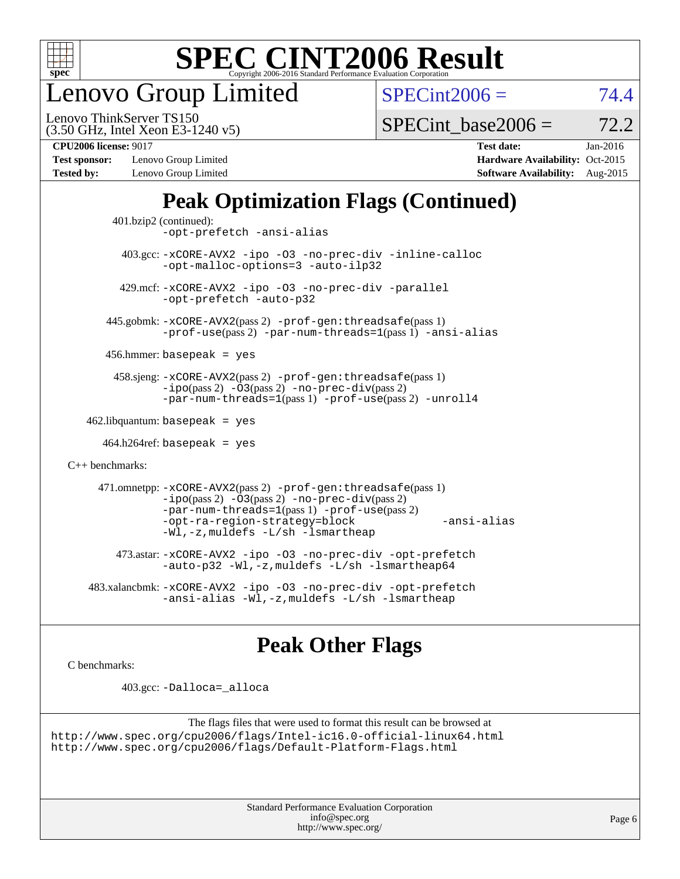# SPEC CINT2006 Result

Copyright 2006-2016 Standard Performance Evaluation Corporation

## Lenovo Group Limited

Lenovo ThinkServer TS150
(3.50 GHz, Intel Xeon E3-1240 v5)

SPECint2006 = 74.4

SPECint_base2006 = 72.2

| | | | |
|---|---|---|---|
| **CPU2006 license:** 9017 | | **Test date:** | Jan-2016 |
| **Test sponsor:** | Lenovo Group Limited | **Hardware Availability:** | Oct-2015 |
| **Tested by:** | Lenovo Group Limited | **Software Availability:** | Aug-2015 |

## Peak Optimization Flags (Continued)

401.bzip2 (continued):
`-opt-prefetch -ansi-alias`

403.gcc: `-xCORE-AVX2 -ipo -O3 -no-prec-div -inline-calloc -opt-malloc-options=3 -auto-ilp32`

429.mcf: `-xCORE-AVX2 -ipo -O3 -no-prec-div -parallel -opt-prefetch -auto-p32`

445.gobmk: `-xCORE-AVX2`(pass 2) `-prof-gen:threadsafe`(pass 1) `-prof-use`(pass 2) `-par-num-threads=1`(pass 1) `-ansi-alias`

456.hmmer: `basepeak = yes`

458.sjeng: `-xCORE-AVX2`(pass 2) `-prof-gen:threadsafe`(pass 1) `-ipo`(pass 2) `-O3`(pass 2) `-no-prec-div`(pass 2) `-par-num-threads=1`(pass 1) `-prof-use`(pass 2) `-unroll4`

462.libquantum: `basepeak = yes`

464.h264ref: `basepeak = yes`

C++ benchmarks:

471.omnetpp: `-xCORE-AVX2`(pass 2) `-prof-gen:threadsafe`(pass 1) `-ipo`(pass 2) `-O3`(pass 2) `-no-prec-div`(pass 2) `-par-num-threads=1`(pass 1) `-prof-use`(pass 2) `-opt-ra-region-strategy=block` `-ansi-alias` `-Wl,-z,muldefs -L/sh -lsmartheap`

473.astar: `-xCORE-AVX2 -ipo -O3 -no-prec-div -opt-prefetch -auto-p32 -Wl,-z,muldefs -L/sh -lsmartheap64`

483.xalancbmk: `-xCORE-AVX2 -ipo -O3 -no-prec-div -opt-prefetch -ansi-alias -Wl,-z,muldefs -L/sh -lsmartheap`

## Peak Other Flags

C benchmarks:

403.gcc: `-Dalloca=_alloca`

The flags files that were used to format this result can be browsed at
http://www.spec.org/cpu2006/flags/Intel-ic16.0-official-linux64.html
http://www.spec.org/cpu2006/flags/Default-Platform-Flags.html

Standard Performance Evaluation Corporation
info@spec.org
http://www.spec.org/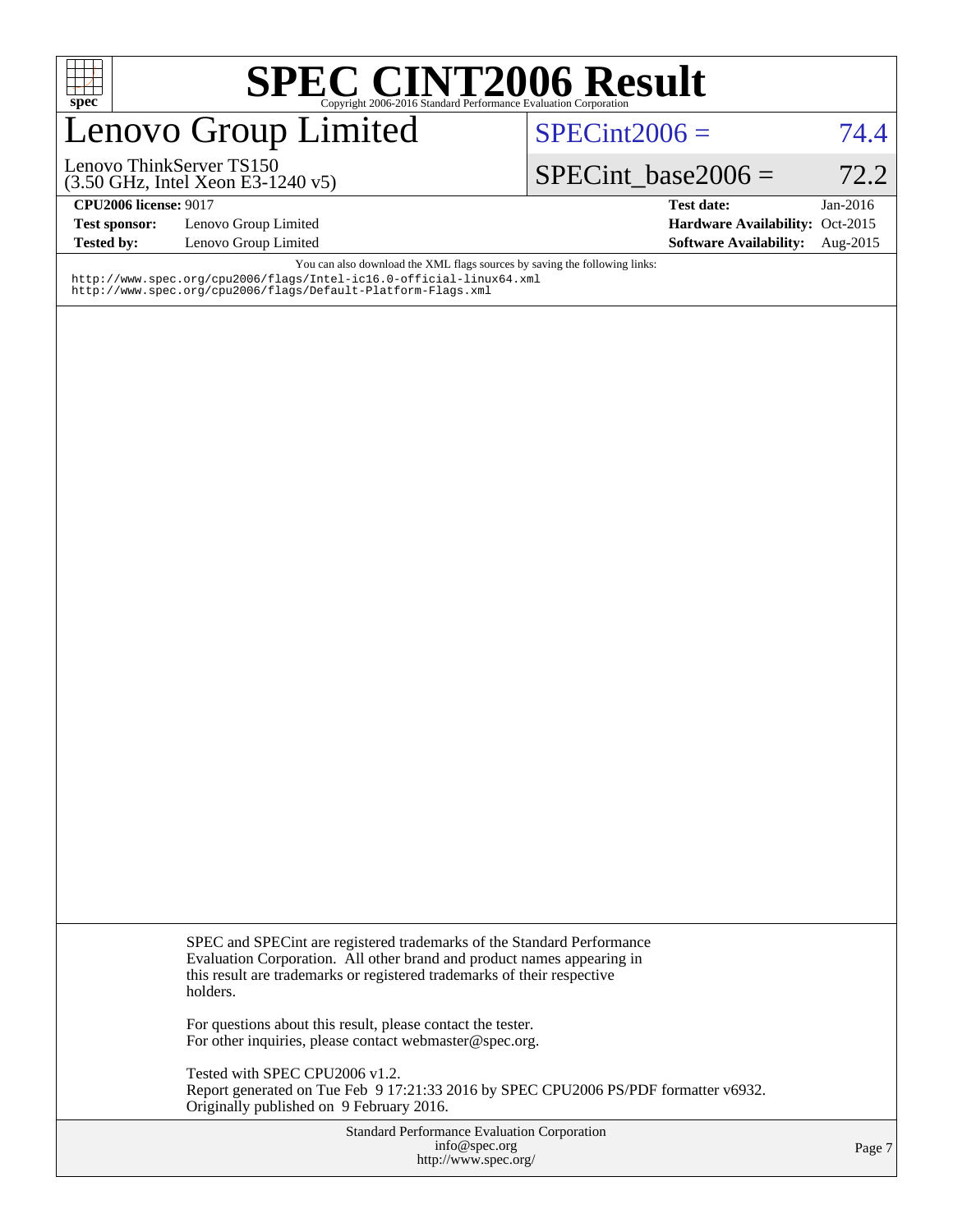# SPEC CINT2006 Result

Copyright 2006-2016 Standard Performance Evaluation Corporation

## Lenovo Group Limited

Lenovo ThinkServer TS150
(3.50 GHz, Intel Xeon E3-1240 v5)

SPECint2006 = 74.4

SPECint_base2006 = 72.2

| | | | |
|---|---|---|---|
| **CPU2006 license:** 9017 | | **Test date:** | Jan-2016 |
| **Test sponsor:** | Lenovo Group Limited | **Hardware Availability:** | Oct-2015 |
| **Tested by:** | Lenovo Group Limited | **Software Availability:** | Aug-2015 |

You can also download the XML flags sources by saving the following links:

```
http://www.spec.org/cpu2006/flags/Intel-ic16.0-official-linux64.xml
http://www.spec.org/cpu2006/flags/Default-Platform-Flags.xml
```

SPEC and SPECint are registered trademarks of the Standard Performance Evaluation Corporation. All other brand and product names appearing in this result are trademarks or registered trademarks of their respective holders.

For questions about this result, please contact the tester.
For other inquiries, please contact webmaster@spec.org.

Tested with SPEC CPU2006 v1.2.
Report generated on Tue Feb 9 17:21:33 2016 by SPEC CPU2006 PS/PDF formatter v6932.
Originally published on 9 February 2016.

Standard Performance Evaluation Corporation
info@spec.org
http://www.spec.org/